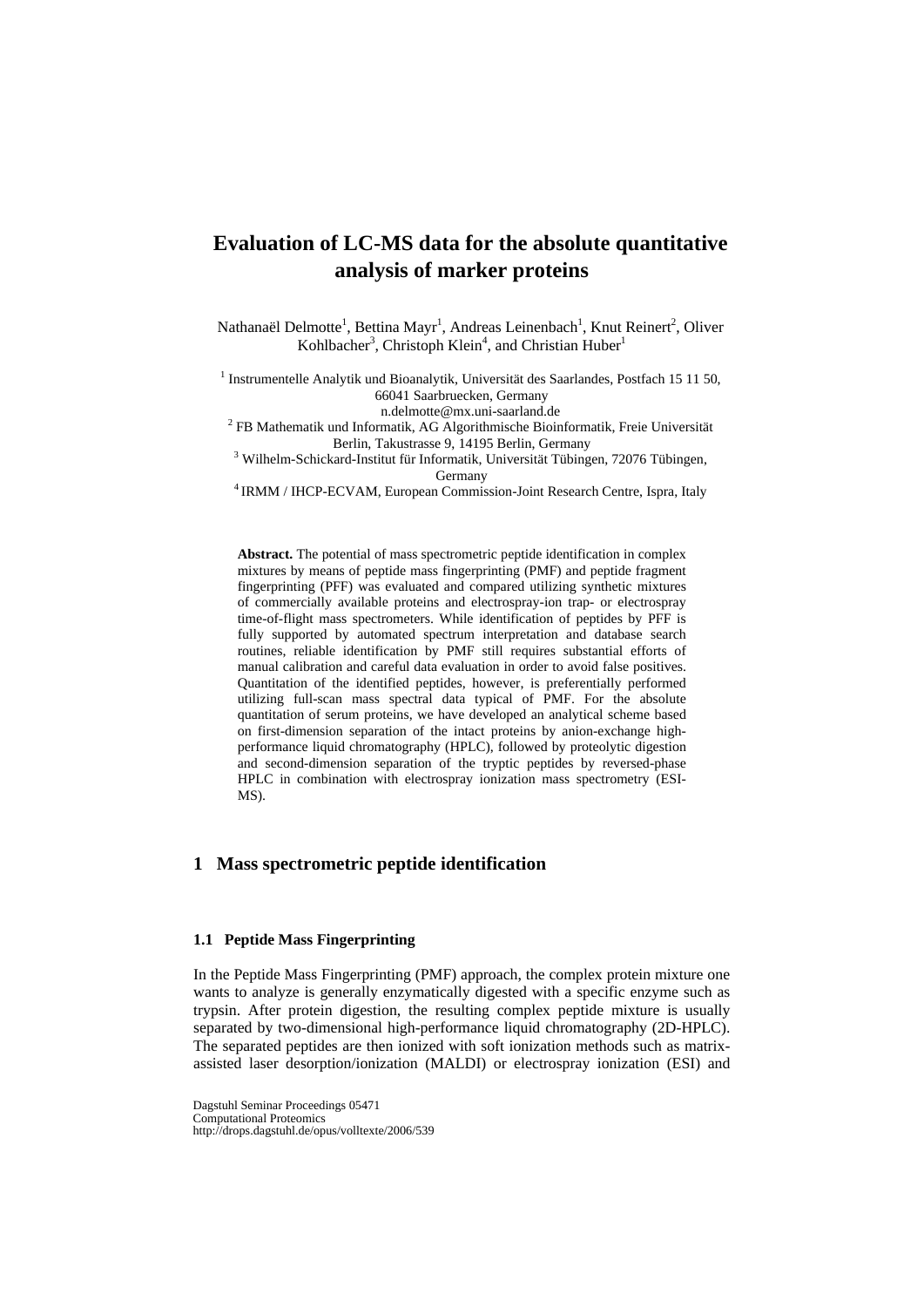# Evaluation of LC-MS data for the absolute quantitative analysis of marker proteins

Nathanaël Delmotte[1], Bettina Mayr[1], Andreas Leinenbach[1], Knut Reinert[2], Oliver Kohlbacher[3], Christoph Klein[4], and Christian Huber[1]

[1] Instrumentelle Analytik und Bioanalytik, Universität des Saarlandes, Postfach 15 11 50, 66041 Saarbruecken, Germany
n.delmotte@mx.uni-saarland.de

[2] FB Mathematik und Informatik, AG Algorithmische Bioinformatik, Freie Universität Berlin, Takustrasse 9, 14195 Berlin, Germany

[3] Wilhelm-Schickard-Institut für Informatik, Universität Tübingen, 72076 Tübingen, Germany

[4] IRMM / IHCP-ECVAM, European Commission-Joint Research Centre, Ispra, Italy

**Abstract.** The potential of mass spectrometric peptide identification in complex mixtures by means of peptide mass fingerprinting (PMF) and peptide fragment fingerprinting (PFF) was evaluated and compared utilizing synthetic mixtures of commercially available proteins and electrospray-ion trap- or electrospray time-of-flight mass spectrometers. While identification of peptides by PFF is fully supported by automated spectrum interpretation and database search routines, reliable identification by PMF still requires substantial efforts of manual calibration and careful data evaluation in order to avoid false positives. Quantitation of the identified peptides, however, is preferentially performed utilizing full-scan mass spectral data typical of PMF. For the absolute quantitation of serum proteins, we have developed an analytical scheme based on first-dimension separation of the intact proteins by anion-exchange high-performance liquid chromatography (HPLC), followed by proteolytic digestion and second-dimension separation of the tryptic peptides by reversed-phase HPLC in combination with electrospray ionization mass spectrometry (ESI-MS).

## 1 Mass spectrometric peptide identification

### 1.1 Peptide Mass Fingerprinting

In the Peptide Mass Fingerprinting (PMF) approach, the complex protein mixture one wants to analyze is generally enzymatically digested with a specific enzyme such as trypsin. After protein digestion, the resulting complex peptide mixture is usually separated by two-dimensional high-performance liquid chromatography (2D-HPLC). The separated peptides are then ionized with soft ionization methods such as matrix-assisted laser desorption/ionization (MALDI) or electrospray ionization (ESI) and

Dagstuhl Seminar Proceedings 05471
Computational Proteomics
http://drops.dagstuhl.de/opus/volltexte/2006/539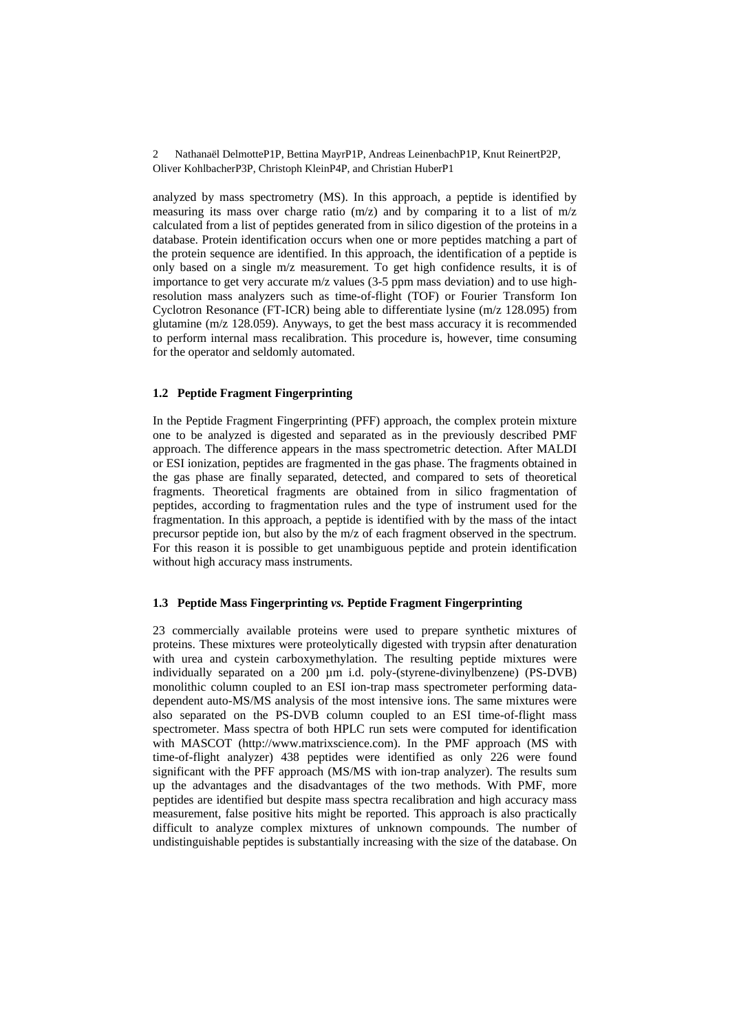analyzed by mass spectrometry (MS). In this approach, a peptide is identified by measuring its mass over charge ratio (m/z) and by comparing it to a list of m/z calculated from a list of peptides generated from in silico digestion of the proteins in a database. Protein identification occurs when one or more peptides matching a part of the protein sequence are identified. In this approach, the identification of a peptide is only based on a single m/z measurement. To get high confidence results, it is of importance to get very accurate m/z values (3-5 ppm mass deviation) and to use high-resolution mass analyzers such as time-of-flight (TOF) or Fourier Transform Ion Cyclotron Resonance (FT-ICR) being able to differentiate lysine (m/z 128.095) from glutamine (m/z 128.059). Anyways, to get the best mass accuracy it is recommended to perform internal mass recalibration. This procedure is, however, time consuming for the operator and seldomly automated.

### 1.2 Peptide Fragment Fingerprinting

In the Peptide Fragment Fingerprinting (PFF) approach, the complex protein mixture one to be analyzed is digested and separated as in the previously described PMF approach. The difference appears in the mass spectrometric detection. After MALDI or ESI ionization, peptides are fragmented in the gas phase. The fragments obtained in the gas phase are finally separated, detected, and compared to sets of theoretical fragments. Theoretical fragments are obtained from in silico fragmentation of peptides, according to fragmentation rules and the type of instrument used for the fragmentation. In this approach, a peptide is identified with by the mass of the intact precursor peptide ion, but also by the m/z of each fragment observed in the spectrum. For this reason it is possible to get unambiguous peptide and protein identification without high accuracy mass instruments.

### 1.3 Peptide Mass Fingerprinting *vs.* Peptide Fragment Fingerprinting

23 commercially available proteins were used to prepare synthetic mixtures of proteins. These mixtures were proteolytically digested with trypsin after denaturation with urea and cystein carboxymethylation. The resulting peptide mixtures were individually separated on a 200 µm i.d. poly-(styrene-divinylbenzene) (PS-DVB) monolithic column coupled to an ESI ion-trap mass spectrometer performing data-dependent auto-MS/MS analysis of the most intensive ions. The same mixtures were also separated on the PS-DVB column coupled to an ESI time-of-flight mass spectrometer. Mass spectra of both HPLC run sets were computed for identification with MASCOT (http://www.matrixscience.com). In the PMF approach (MS with time-of-flight analyzer) 438 peptides were identified as only 226 were found significant with the PFF approach (MS/MS with ion-trap analyzer). The results sum up the advantages and the disadvantages of the two methods. With PMF, more peptides are identified but despite mass spectra recalibration and high accuracy mass measurement, false positive hits might be reported. This approach is also practically difficult to analyze complex mixtures of unknown compounds. The number of undistinguishable peptides is substantially increasing with the size of the database. On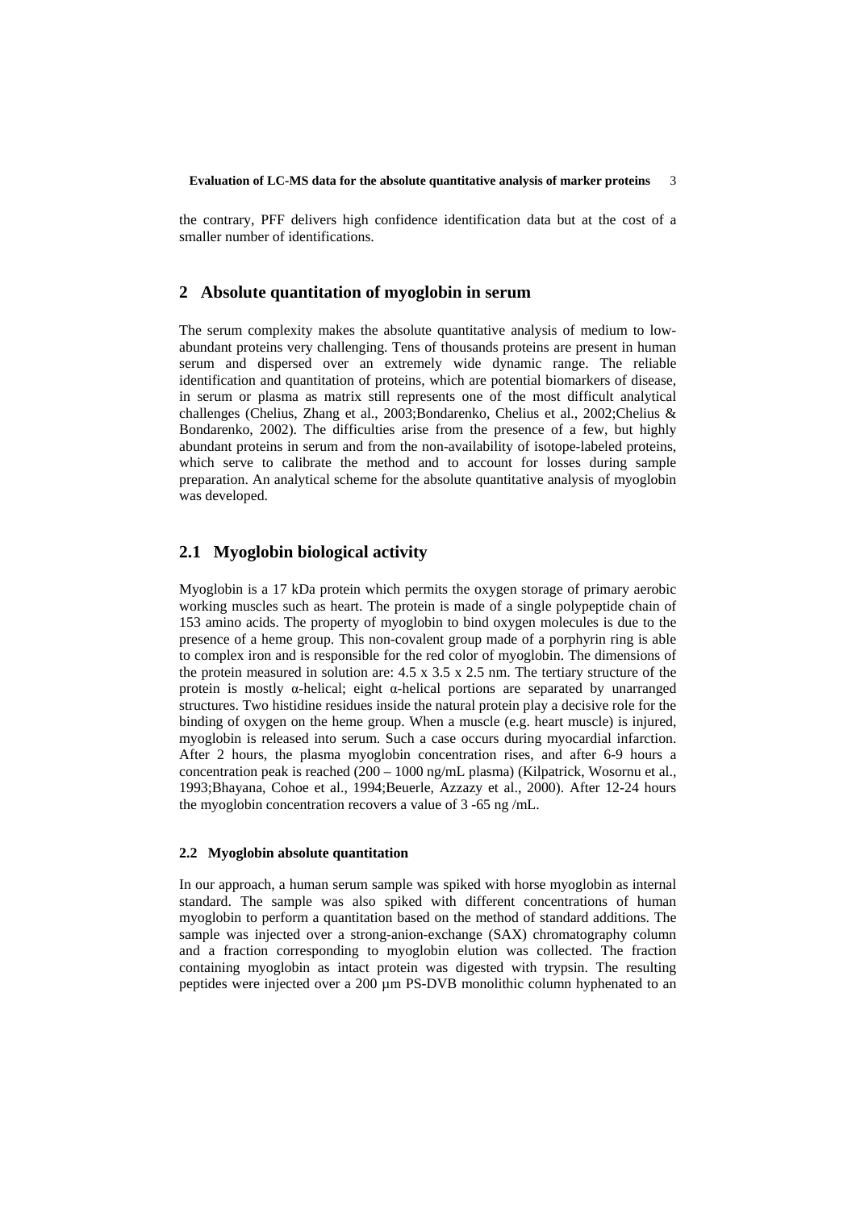the contrary, PFF delivers high confidence identification data but at the cost of a smaller number of identifications.

## 2 Absolute quantitation of myoglobin in serum

The serum complexity makes the absolute quantitative analysis of medium to low-abundant proteins very challenging. Tens of thousands proteins are present in human serum and dispersed over an extremely wide dynamic range. The reliable identification and quantitation of proteins, which are potential biomarkers of disease, in serum or plasma as matrix still represents one of the most difficult analytical challenges (Chelius, Zhang et al., 2003;Bondarenko, Chelius et al., 2002;Chelius & Bondarenko, 2002). The difficulties arise from the presence of a few, but highly abundant proteins in serum and from the non-availability of isotope-labeled proteins, which serve to calibrate the method and to account for losses during sample preparation. An analytical scheme for the absolute quantitative analysis of myoglobin was developed.

## 2.1 Myoglobin biological activity

Myoglobin is a 17 kDa protein which permits the oxygen storage of primary aerobic working muscles such as heart. The protein is made of a single polypeptide chain of 153 amino acids. The property of myoglobin to bind oxygen molecules is due to the presence of a heme group. This non-covalent group made of a porphyrin ring is able to complex iron and is responsible for the red color of myoglobin. The dimensions of the protein measured in solution are: 4.5 x 3.5 x 2.5 nm. The tertiary structure of the protein is mostly α-helical; eight α-helical portions are separated by unarranged structures. Two histidine residues inside the natural protein play a decisive role for the binding of oxygen on the heme group. When a muscle (e.g. heart muscle) is injured, myoglobin is released into serum. Such a case occurs during myocardial infarction. After 2 hours, the plasma myoglobin concentration rises, and after 6-9 hours a concentration peak is reached (200 – 1000 ng/mL plasma) (Kilpatrick, Wosornu et al., 1993;Bhayana, Cohoe et al., 1994;Beuerle, Azzazy et al., 2000). After 12-24 hours the myoglobin concentration recovers a value of 3 -65 ng /mL.

### 2.2 Myoglobin absolute quantitation

In our approach, a human serum sample was spiked with horse myoglobin as internal standard. The sample was also spiked with different concentrations of human myoglobin to perform a quantitation based on the method of standard additions. The sample was injected over a strong-anion-exchange (SAX) chromatography column and a fraction corresponding to myoglobin elution was collected. The fraction containing myoglobin as intact protein was digested with trypsin. The resulting peptides were injected over a 200 µm PS-DVB monolithic column hyphenated to an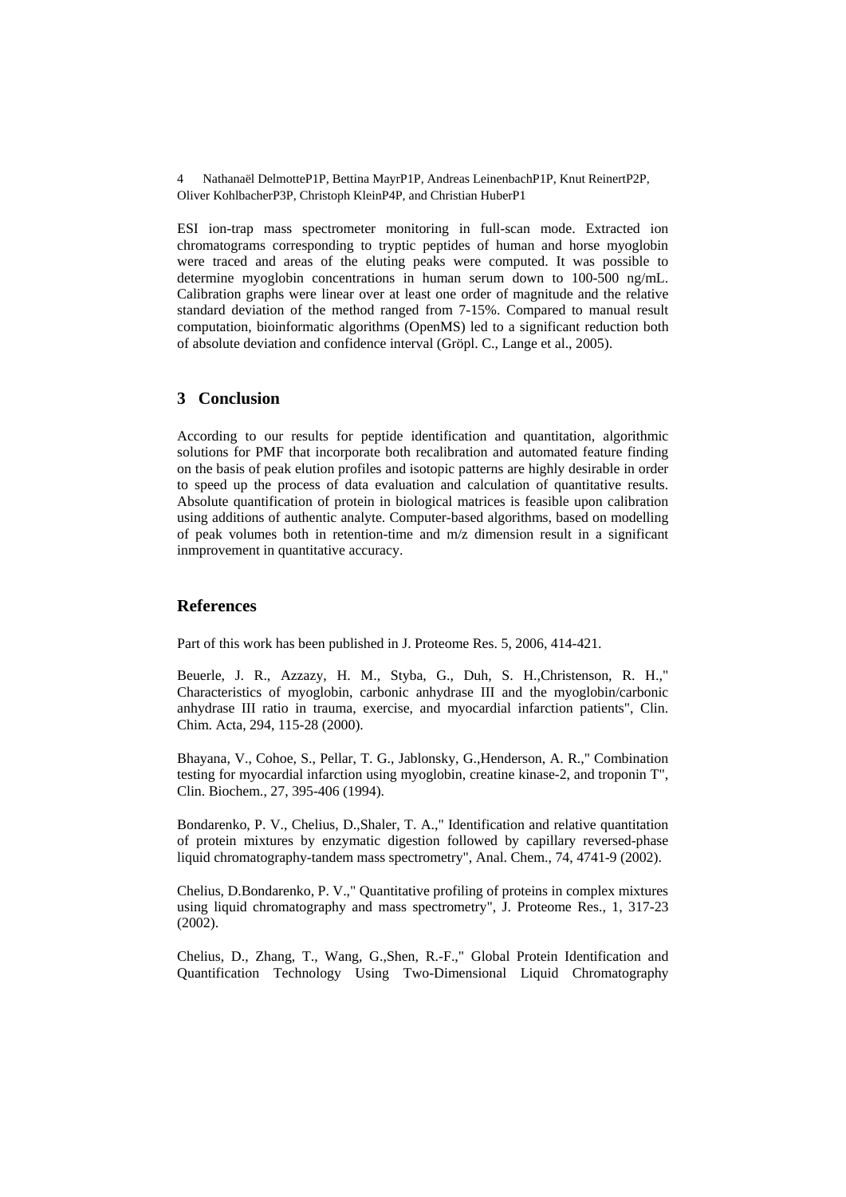ESI ion-trap mass spectrometer monitoring in full-scan mode. Extracted ion chromatograms corresponding to tryptic peptides of human and horse myoglobin were traced and areas of the eluting peaks were computed. It was possible to determine myoglobin concentrations in human serum down to 100-500 ng/mL. Calibration graphs were linear over at least one order of magnitude and the relative standard deviation of the method ranged from 7-15%. Compared to manual result computation, bioinformatic algorithms (OpenMS) led to a significant reduction both of absolute deviation and confidence interval (Gröpl. C., Lange et al., 2005).

## 3 Conclusion

According to our results for peptide identification and quantitation, algorithmic solutions for PMF that incorporate both recalibration and automated feature finding on the basis of peak elution profiles and isotopic patterns are highly desirable in order to speed up the process of data evaluation and calculation of quantitative results. Absolute quantification of protein in biological matrices is feasible upon calibration using additions of authentic analyte. Computer-based algorithms, based on modelling of peak volumes both in retention-time and m/z dimension result in a significant inmprovement in quantitative accuracy.

## References

Part of this work has been published in J. Proteome Res. 5, 2006, 414-421.

Beuerle, J. R., Azzazy, H. M., Styba, G., Duh, S. H.,Christenson, R. H.," Characteristics of myoglobin, carbonic anhydrase III and the myoglobin/carbonic anhydrase III ratio in trauma, exercise, and myocardial infarction patients", Clin. Chim. Acta, 294, 115-28 (2000).

Bhayana, V., Cohoe, S., Pellar, T. G., Jablonsky, G.,Henderson, A. R.," Combination testing for myocardial infarction using myoglobin, creatine kinase-2, and troponin T", Clin. Biochem., 27, 395-406 (1994).

Bondarenko, P. V., Chelius, D.,Shaler, T. A.," Identification and relative quantitation of protein mixtures by enzymatic digestion followed by capillary reversed-phase liquid chromatography-tandem mass spectrometry", Anal. Chem., 74, 4741-9 (2002).

Chelius, D.Bondarenko, P. V.," Quantitative profiling of proteins in complex mixtures using liquid chromatography and mass spectrometry", J. Proteome Res., 1, 317-23 (2002).

Chelius, D., Zhang, T., Wang, G.,Shen, R.-F.," Global Protein Identification and Quantification Technology Using Two-Dimensional Liquid Chromatography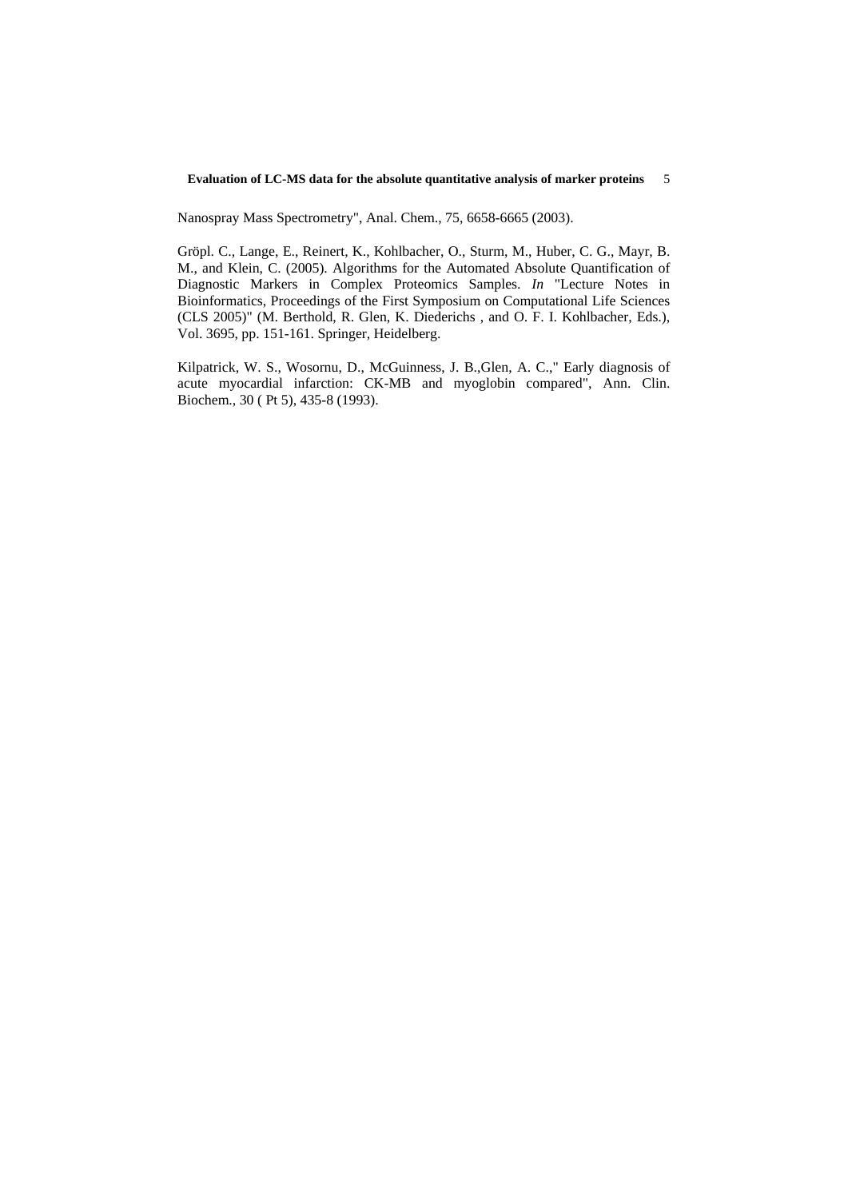Nanospray Mass Spectrometry", Anal. Chem., 75, 6658-6665 (2003).

Gröpl. C., Lange, E., Reinert, K., Kohlbacher, O., Sturm, M., Huber, C. G., Mayr, B. M., and Klein, C. (2005). Algorithms for the Automated Absolute Quantification of Diagnostic Markers in Complex Proteomics Samples. *In* "Lecture Notes in Bioinformatics, Proceedings of the First Symposium on Computational Life Sciences (CLS 2005)" (M. Berthold, R. Glen, K. Diederichs , and O. F. I. Kohlbacher, Eds.), Vol. 3695, pp. 151-161. Springer, Heidelberg.

Kilpatrick, W. S., Wosornu, D., McGuinness, J. B.,Glen, A. C.," Early diagnosis of acute myocardial infarction: CK-MB and myoglobin compared", Ann. Clin. Biochem., 30 ( Pt 5), 435-8 (1993).